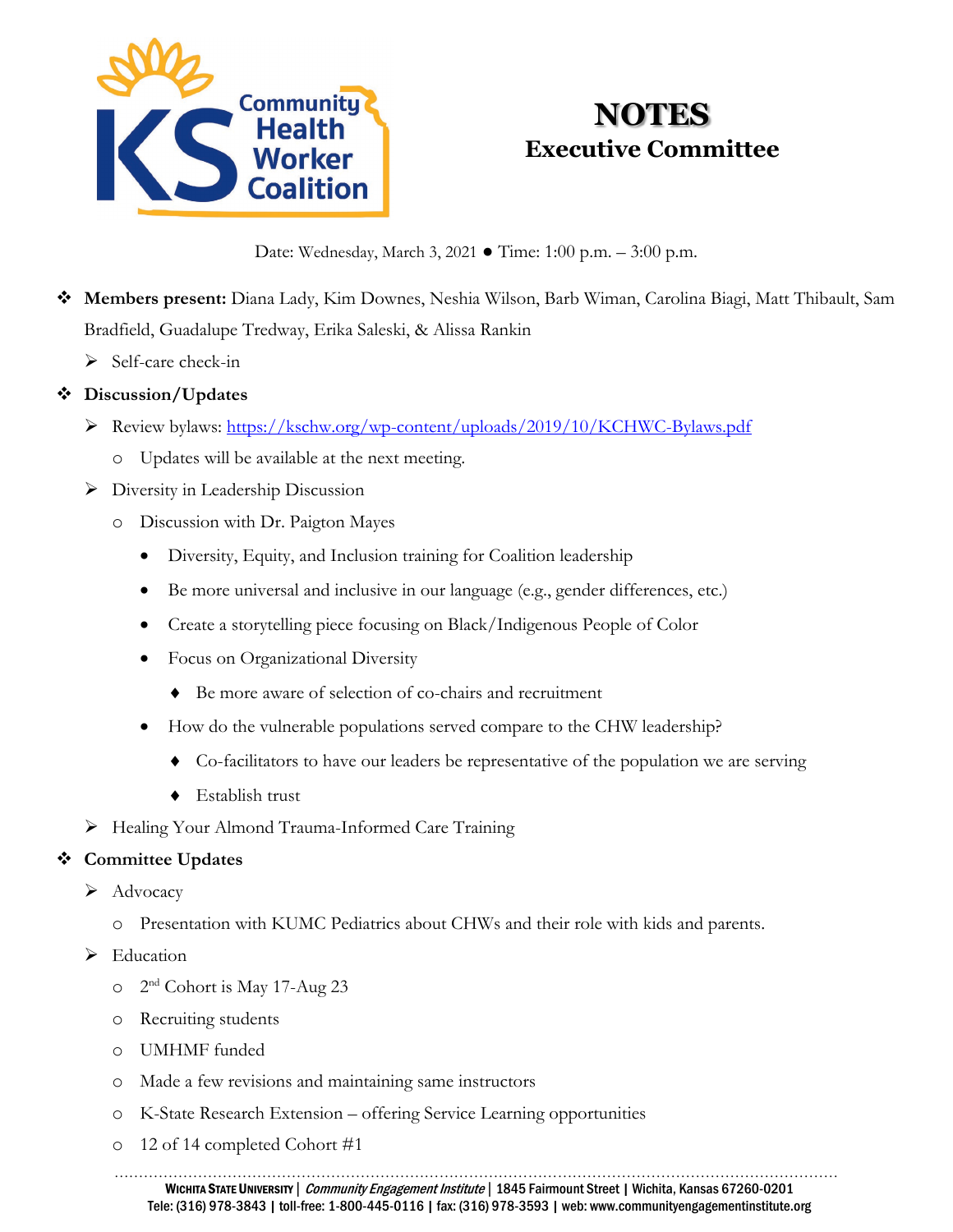# NOTES
## Executive Committee

Date: Wednesday, March 3, 2021 ● Time: 1:00 p.m. – 3:00 p.m.

- **Members present:** Diana Lady, Kim Downes, Neshia Wilson, Barb Wiman, Carolina Biagi, Matt Thibault, Sam Bradfield, Guadalupe Tredway, Erika Saleski, & Alissa Rankin
  - Self-care check-in
- **Discussion/Updates**
  - Review bylaws: https://kschw.org/wp-content/uploads/2019/10/KCHWC-Bylaws.pdf
    - Updates will be available at the next meeting.
  - Diversity in Leadership Discussion
    - Discussion with Dr. Paigton Mayes
      - Diversity, Equity, and Inclusion training for Coalition leadership
      - Be more universal and inclusive in our language (e.g., gender differences, etc.)
      - Create a storytelling piece focusing on Black/Indigenous People of Color
      - Focus on Organizational Diversity
        - Be more aware of selection of co-chairs and recruitment
      - How do the vulnerable populations served compare to the CHW leadership?
        - Co-facilitators to have our leaders be representative of the population we are serving
        - Establish trust
  - Healing Your Almond Trauma-Informed Care Training
- **Committee Updates**
  - Advocacy
    - Presentation with KUMC Pediatrics about CHWs and their role with kids and parents.
  - Education
    - 2nd Cohort is May 17-Aug 23
    - Recruiting students
    - UMHMF funded
    - Made a few revisions and maintaining same instructors
    - K-State Research Extension – offering Service Learning opportunities
    - 12 of 14 completed Cohort #1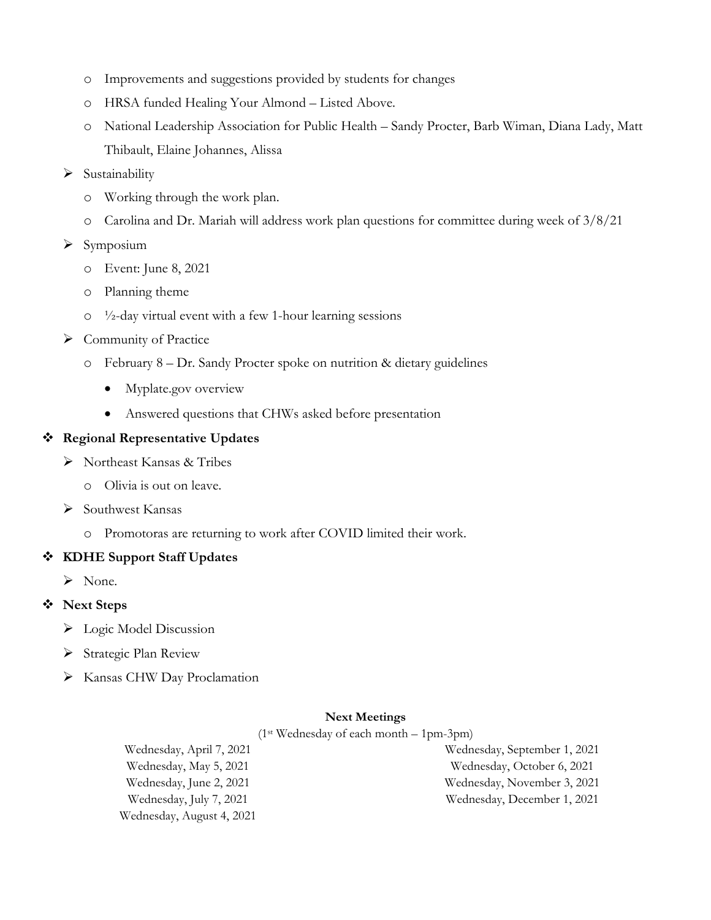- Improvements and suggestions provided by students for changes
   - HRSA funded Healing Your Almond – Listed Above.
   - National Leadership Association for Public Health – Sandy Procter, Barb Wiman, Diana Lady, Matt Thibault, Elaine Johannes, Alissa
- Sustainability
   - Working through the work plan.
   - Carolina and Dr. Mariah will address work plan questions for committee during week of 3/8/21
- Symposium
   - Event: June 8, 2021
   - Planning theme
   - ½-day virtual event with a few 1-hour learning sessions
- Community of Practice
   - February 8 – Dr. Sandy Procter spoke on nutrition & dietary guidelines
      - Myplate.gov overview
      - Answered questions that CHWs asked before presentation

**Regional Representative Updates**

- Northeast Kansas & Tribes
   - Olivia is out on leave.
- Southwest Kansas
   - Promotoras are returning to work after COVID limited their work.

**KDHE Support Staff Updates**

- None.

**Next Steps**

- Logic Model Discussion
- Strategic Plan Review
- Kansas CHW Day Proclamation

**Next Meetings**

(1st Wednesday of each month – 1pm-3pm)

Wednesday, April 7, 2021
Wednesday, May 5, 2021
Wednesday, June 2, 2021
Wednesday, July 7, 2021
Wednesday, August 4, 2021
Wednesday, September 1, 2021
Wednesday, October 6, 2021
Wednesday, November 3, 2021
Wednesday, December 1, 2021